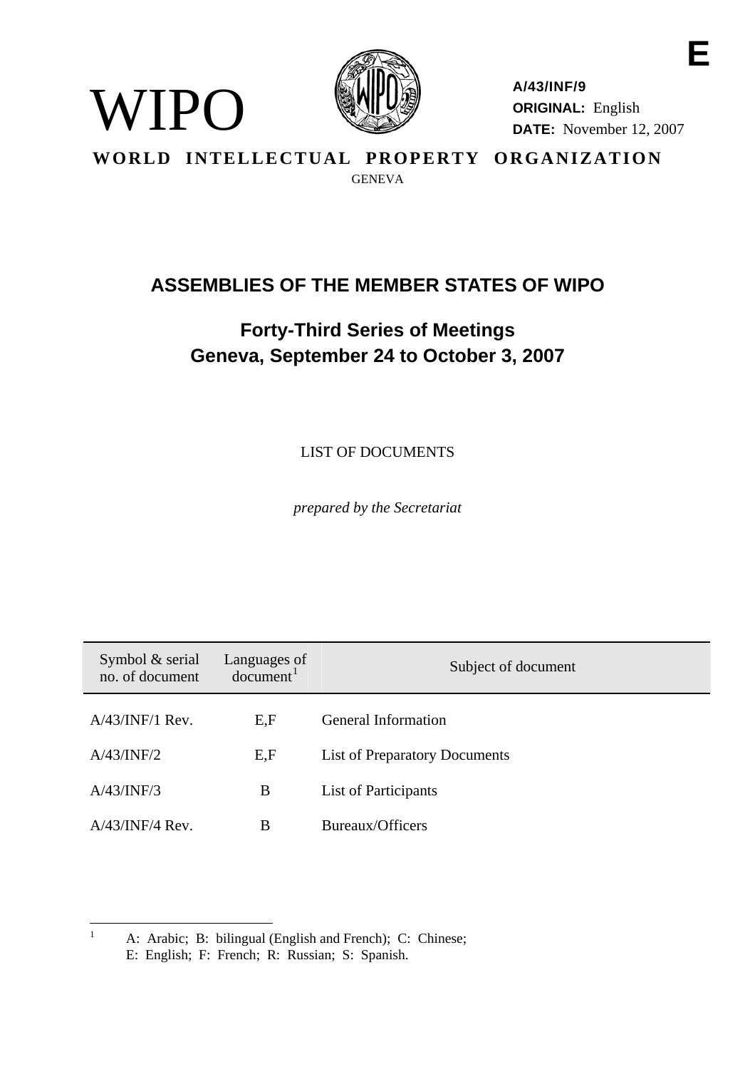E

WIPO

A/43/INF/9
ORIGINAL: English
DATE: November 12, 2007

**WORLD INTELLECTUAL PROPERTY ORGANIZATION**
GENEVA

# ASSEMBLIES OF THE MEMBER STATES OF WIPO

## Forty-Third Series of Meetings
## Geneva, September 24 to October 3, 2007

LIST OF DOCUMENTS

*prepared by the Secretariat*

| Symbol & serial no. of document | Languages of document[1] | Subject of document |
|---|---|---|
| A/43/INF/1 Rev. | E,F | General Information |
| A/43/INF/2 | E,F | List of Preparatory Documents |
| A/43/INF/3 | B | List of Participants |
| A/43/INF/4 Rev. | B | Bureaux/Officers |

[1] A: Arabic; B: bilingual (English and French); C: Chinese; E: English; F: French; R: Russian; S: Spanish.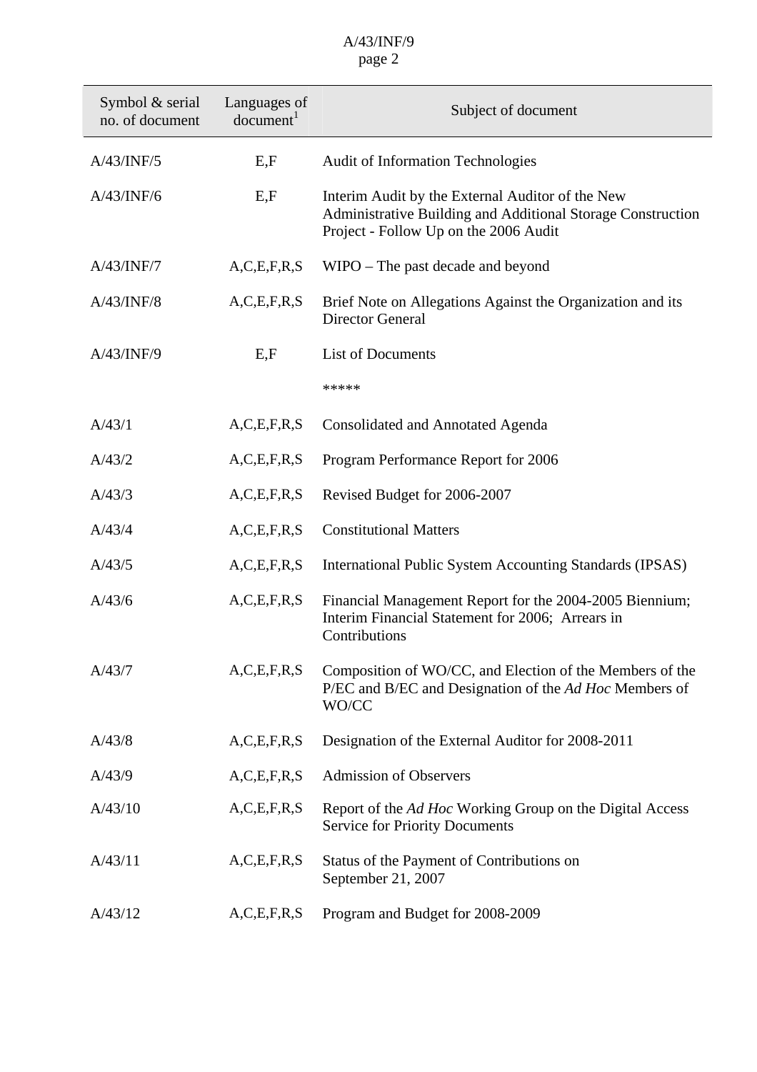| Symbol & serial no. of document | Languages of document[1] | Subject of document |
|---|---|---|
| A/43/INF/5 | E,F | Audit of Information Technologies |
| A/43/INF/6 | E,F | Interim Audit by the External Auditor of the New Administrative Building and Additional Storage Construction Project - Follow Up on the 2006 Audit |
| A/43/INF/7 | A,C,E,F,R,S | WIPO – The past decade and beyond |
| A/43/INF/8 | A,C,E,F,R,S | Brief Note on Allegations Against the Organization and its Director General |
| A/43/INF/9 | E,F | List of Documents |
| | | ***** |
| A/43/1 | A,C,E,F,R,S | Consolidated and Annotated Agenda |
| A/43/2 | A,C,E,F,R,S | Program Performance Report for 2006 |
| A/43/3 | A,C,E,F,R,S | Revised Budget for 2006-2007 |
| A/43/4 | A,C,E,F,R,S | Constitutional Matters |
| A/43/5 | A,C,E,F,R,S | International Public System Accounting Standards (IPSAS) |
| A/43/6 | A,C,E,F,R,S | Financial Management Report for the 2004-2005 Biennium; Interim Financial Statement for 2006; Arrears in Contributions |
| A/43/7 | A,C,E,F,R,S | Composition of WO/CC, and Election of the Members of the P/EC and B/EC and Designation of the *Ad Hoc* Members of WO/CC |
| A/43/8 | A,C,E,F,R,S | Designation of the External Auditor for 2008-2011 |
| A/43/9 | A,C,E,F,R,S | Admission of Observers |
| A/43/10 | A,C,E,F,R,S | Report of the *Ad Hoc* Working Group on the Digital Access Service for Priority Documents |
| A/43/11 | A,C,E,F,R,S | Status of the Payment of Contributions on September 21, 2007 |
| A/43/12 | A,C,E,F,R,S | Program and Budget for 2008-2009 |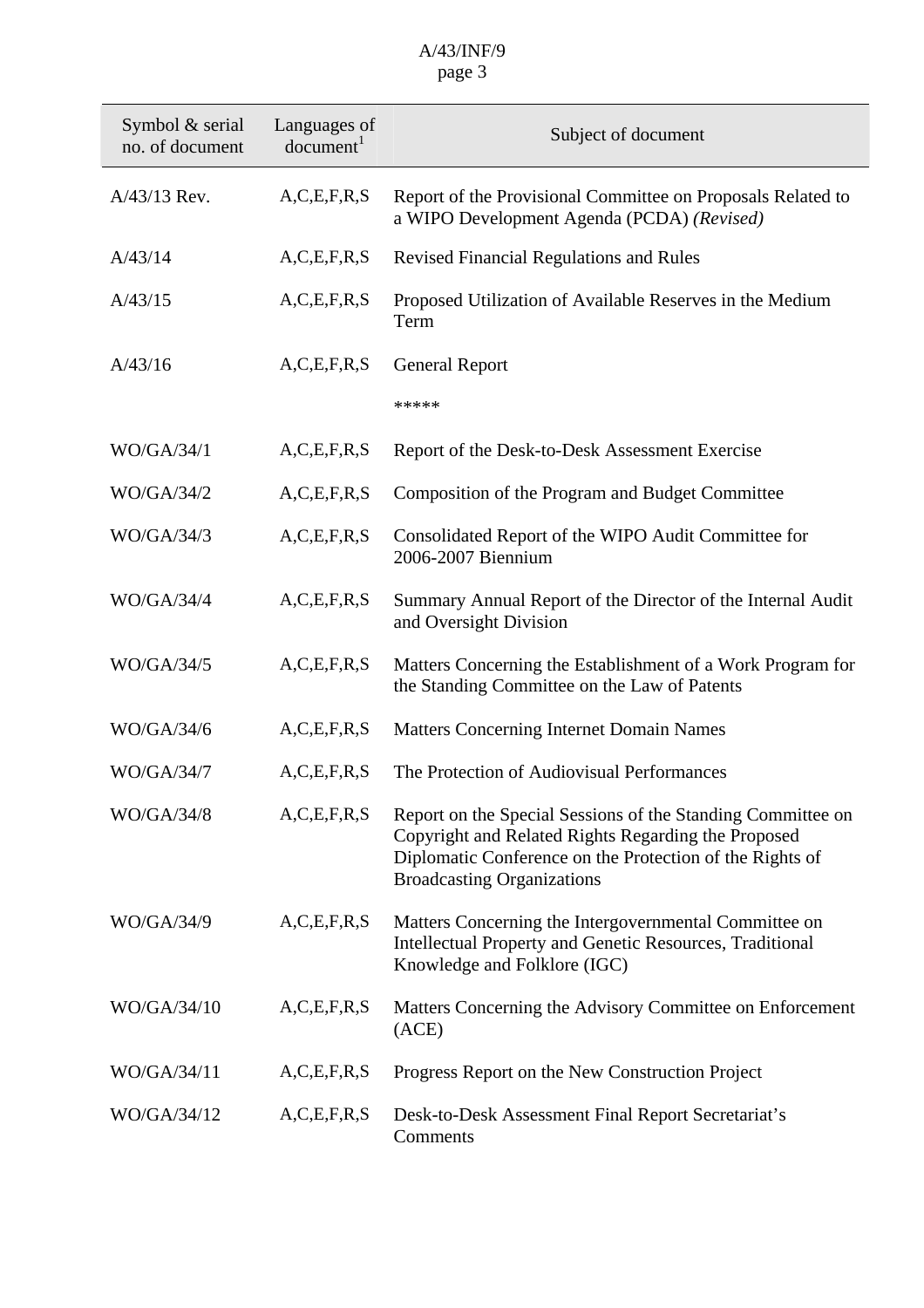| Symbol & serial no. of document | Languages of document[1] | Subject of document |
|---|---|---|
| A/43/13 Rev. | A,C,E,F,R,S | Report of the Provisional Committee on Proposals Related to a WIPO Development Agenda (PCDA) *(Revised)* |
| A/43/14 | A,C,E,F,R,S | Revised Financial Regulations and Rules |
| A/43/15 | A,C,E,F,R,S | Proposed Utilization of Available Reserves in the Medium Term |
| A/43/16 | A,C,E,F,R,S | General Report |
| | | ***** |
| WO/GA/34/1 | A,C,E,F,R,S | Report of the Desk-to-Desk Assessment Exercise |
| WO/GA/34/2 | A,C,E,F,R,S | Composition of the Program and Budget Committee |
| WO/GA/34/3 | A,C,E,F,R,S | Consolidated Report of the WIPO Audit Committee for 2006-2007 Biennium |
| WO/GA/34/4 | A,C,E,F,R,S | Summary Annual Report of the Director of the Internal Audit and Oversight Division |
| WO/GA/34/5 | A,C,E,F,R,S | Matters Concerning the Establishment of a Work Program for the Standing Committee on the Law of Patents |
| WO/GA/34/6 | A,C,E,F,R,S | Matters Concerning Internet Domain Names |
| WO/GA/34/7 | A,C,E,F,R,S | The Protection of Audiovisual Performances |
| WO/GA/34/8 | A,C,E,F,R,S | Report on the Special Sessions of the Standing Committee on Copyright and Related Rights Regarding the Proposed Diplomatic Conference on the Protection of the Rights of Broadcasting Organizations |
| WO/GA/34/9 | A,C,E,F,R,S | Matters Concerning the Intergovernmental Committee on Intellectual Property and Genetic Resources, Traditional Knowledge and Folklore (IGC) |
| WO/GA/34/10 | A,C,E,F,R,S | Matters Concerning the Advisory Committee on Enforcement (ACE) |
| WO/GA/34/11 | A,C,E,F,R,S | Progress Report on the New Construction Project |
| WO/GA/34/12 | A,C,E,F,R,S | Desk-to-Desk Assessment Final Report Secretariat's Comments |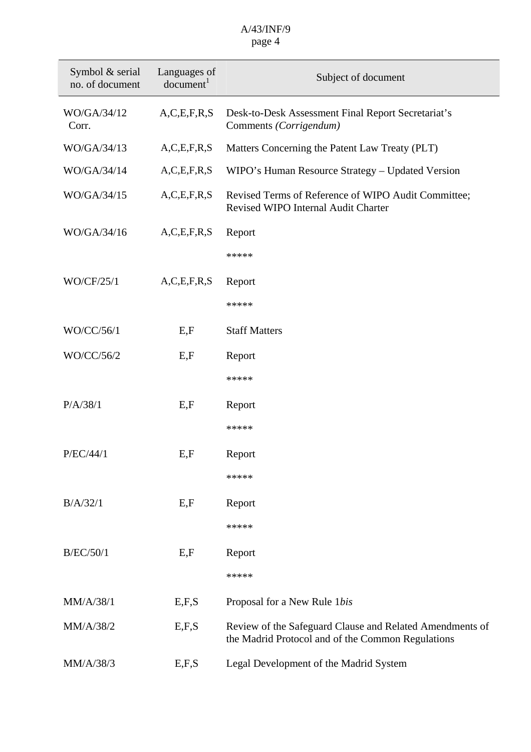| Symbol & serial no. of document | Languages of document[1] | Subject of document |
|---|---|---|
| WO/GA/34/12 Corr. | A,C,E,F,R,S | Desk-to-Desk Assessment Final Report Secretariat's Comments *(Corrigendum)* |
| WO/GA/34/13 | A,C,E,F,R,S | Matters Concerning the Patent Law Treaty (PLT) |
| WO/GA/34/14 | A,C,E,F,R,S | WIPO's Human Resource Strategy – Updated Version |
| WO/GA/34/15 | A,C,E,F,R,S | Revised Terms of Reference of WIPO Audit Committee; Revised WIPO Internal Audit Charter |
| WO/GA/34/16 | A,C,E,F,R,S | Report |
| | | ***** |
| WO/CF/25/1 | A,C,E,F,R,S | Report |
| | | ***** |
| WO/CC/56/1 | E,F | Staff Matters |
| WO/CC/56/2 | E,F | Report |
| | | ***** |
| P/A/38/1 | E,F | Report |
| | | ***** |
| P/EC/44/1 | E,F | Report |
| | | ***** |
| B/A/32/1 | E,F | Report |
| | | ***** |
| B/EC/50/1 | E,F | Report |
| | | ***** |
| MM/A/38/1 | E,F,S | Proposal for a New Rule 1*bis* |
| MM/A/38/2 | E,F,S | Review of the Safeguard Clause and Related Amendments of the Madrid Protocol and of the Common Regulations |
| MM/A/38/3 | E,F,S | Legal Development of the Madrid System |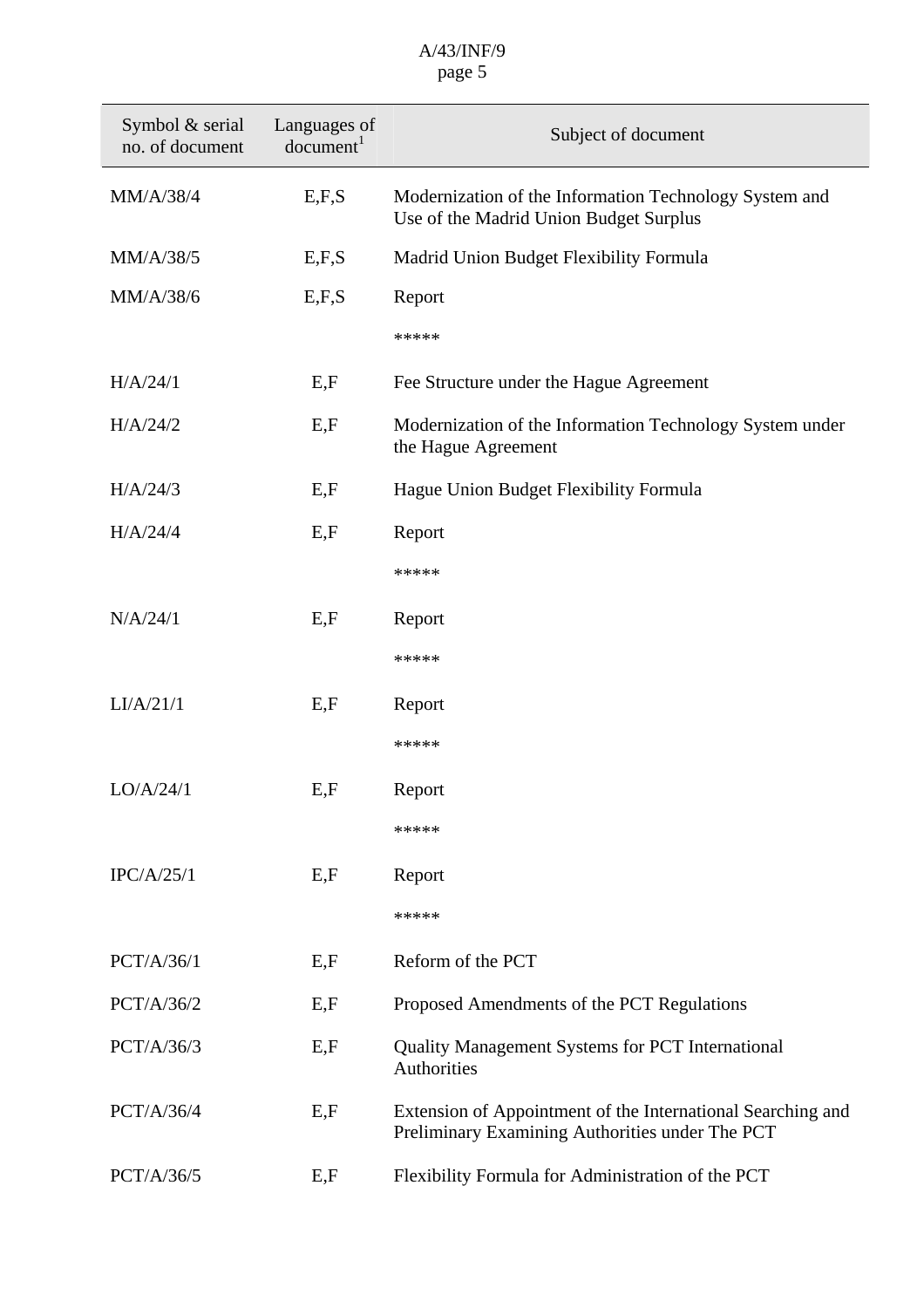| Symbol & serial no. of document | Languages of document[1] | Subject of document |
|---|---|---|
| MM/A/38/4 | E,F,S | Modernization of the Information Technology System and Use of the Madrid Union Budget Surplus |
| MM/A/38/5 | E,F,S | Madrid Union Budget Flexibility Formula |
| MM/A/38/6 | E,F,S | Report |
| | | ***** |
| H/A/24/1 | E,F | Fee Structure under the Hague Agreement |
| H/A/24/2 | E,F | Modernization of the Information Technology System under the Hague Agreement |
| H/A/24/3 | E,F | Hague Union Budget Flexibility Formula |
| H/A/24/4 | E,F | Report |
| | | ***** |
| N/A/24/1 | E,F | Report |
| | | ***** |
| LI/A/21/1 | E,F | Report |
| | | ***** |
| LO/A/24/1 | E,F | Report |
| | | ***** |
| IPC/A/25/1 | E,F | Report |
| | | ***** |
| PCT/A/36/1 | E,F | Reform of the PCT |
| PCT/A/36/2 | E,F | Proposed Amendments of the PCT Regulations |
| PCT/A/36/3 | E,F | Quality Management Systems for PCT International Authorities |
| PCT/A/36/4 | E,F | Extension of Appointment of the International Searching and Preliminary Examining Authorities under The PCT |
| PCT/A/36/5 | E,F | Flexibility Formula for Administration of the PCT |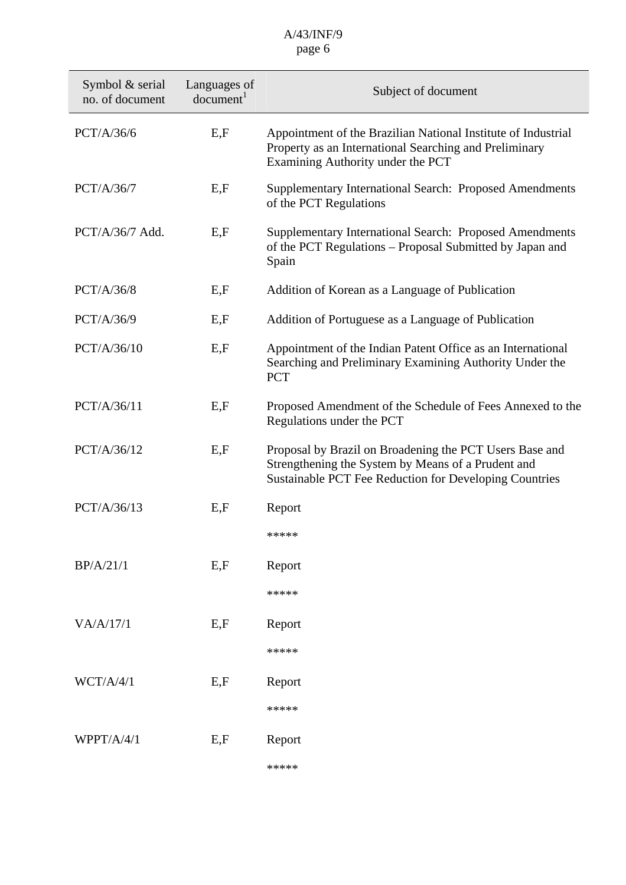| Symbol & serial no. of document | Languages of document[1] | Subject of document |
|---|---|---|
| PCT/A/36/6 | E,F | Appointment of the Brazilian National Institute of Industrial Property as an International Searching and Preliminary Examining Authority under the PCT |
| PCT/A/36/7 | E,F | Supplementary International Search: Proposed Amendments of the PCT Regulations |
| PCT/A/36/7 Add. | E,F | Supplementary International Search: Proposed Amendments of the PCT Regulations – Proposal Submitted by Japan and Spain |
| PCT/A/36/8 | E,F | Addition of Korean as a Language of Publication |
| PCT/A/36/9 | E,F | Addition of Portuguese as a Language of Publication |
| PCT/A/36/10 | E,F | Appointment of the Indian Patent Office as an International Searching and Preliminary Examining Authority Under the PCT |
| PCT/A/36/11 | E,F | Proposed Amendment of the Schedule of Fees Annexed to the Regulations under the PCT |
| PCT/A/36/12 | E,F | Proposal by Brazil on Broadening the PCT Users Base and Strengthening the System by Means of a Prudent and Sustainable PCT Fee Reduction for Developing Countries |
| PCT/A/36/13 | E,F | Report |
| | | ***** |
| BP/A/21/1 | E,F | Report |
| | | ***** |
| VA/A/17/1 | E,F | Report |
| | | ***** |
| WCT/A/4/1 | E,F | Report |
| | | ***** |
| WPPT/A/4/1 | E,F | Report |
| | | ***** |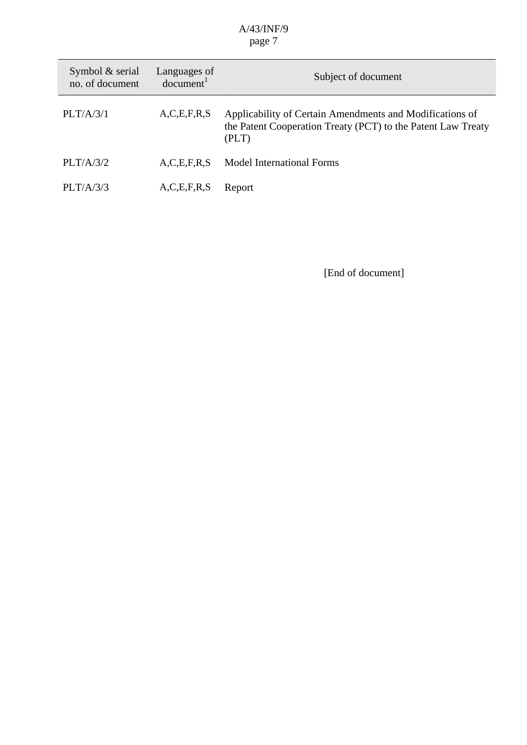| Symbol & serial no. of document | Languages of document[1] | Subject of document |
|---|---|---|
| PLT/A/3/1 | A,C,E,F,R,S | Applicability of Certain Amendments and Modifications of the Patent Cooperation Treaty (PCT) to the Patent Law Treaty (PLT) |
| PLT/A/3/2 | A,C,E,F,R,S | Model International Forms |
| PLT/A/3/3 | A,C,E,F,R,S | Report |

[End of document]